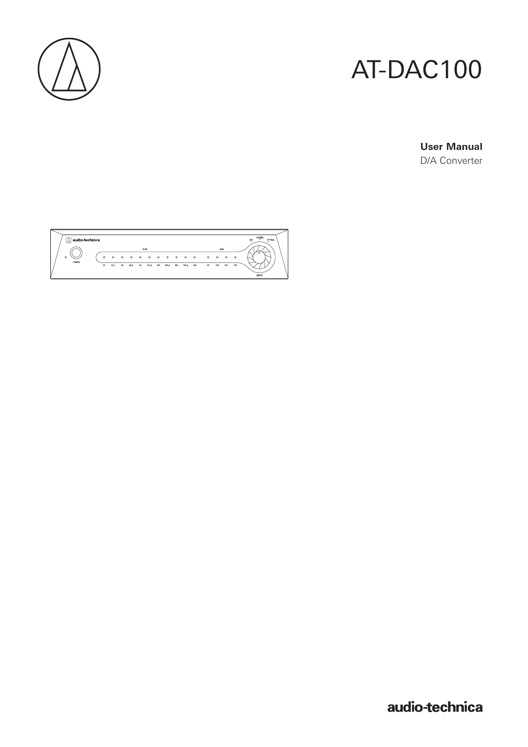# AT-DAC100

**User Manual**

D/A Converter

audio-technica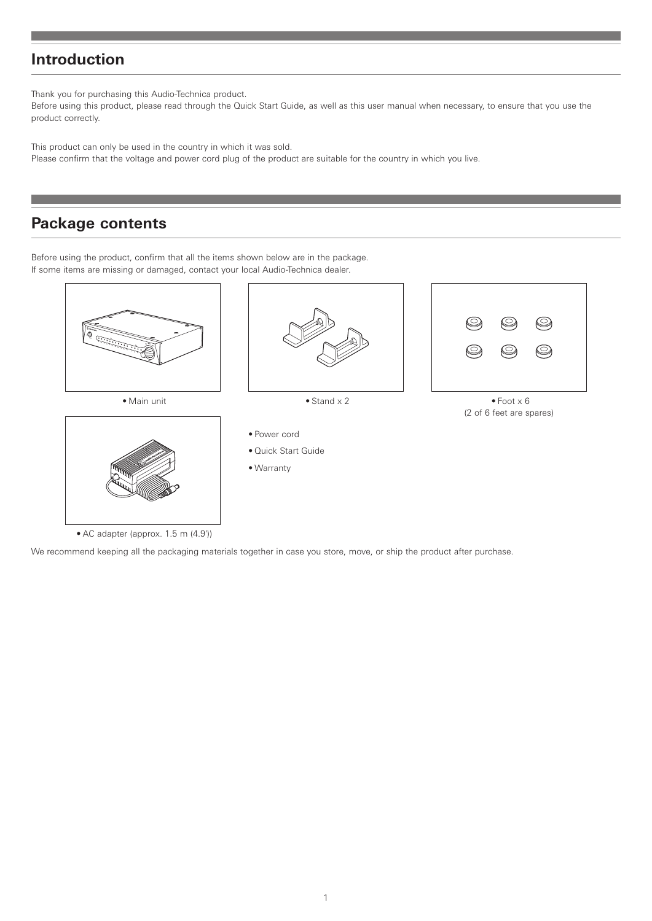## Introduction

Thank you for purchasing this Audio-Technica product.
Before using this product, please read through the Quick Start Guide, as well as this user manual when necessary, to ensure that you use the product correctly.

This product can only be used in the country in which it was sold.
Please confirm that the voltage and power cord plug of the product are suitable for the country in which you live.

## Package contents

Before using the product, confirm that all the items shown below are in the package.
If some items are missing or damaged, contact your local Audio-Technica dealer.

- Main unit
- Stand x 2
- Foot x 6 (2 of 6 feet are spares)
- AC adapter (approx. 1.5 m (4.9'))
- Power cord
- Quick Start Guide
- Warranty

We recommend keeping all the packaging materials together in case you store, move, or ship the product after purchase.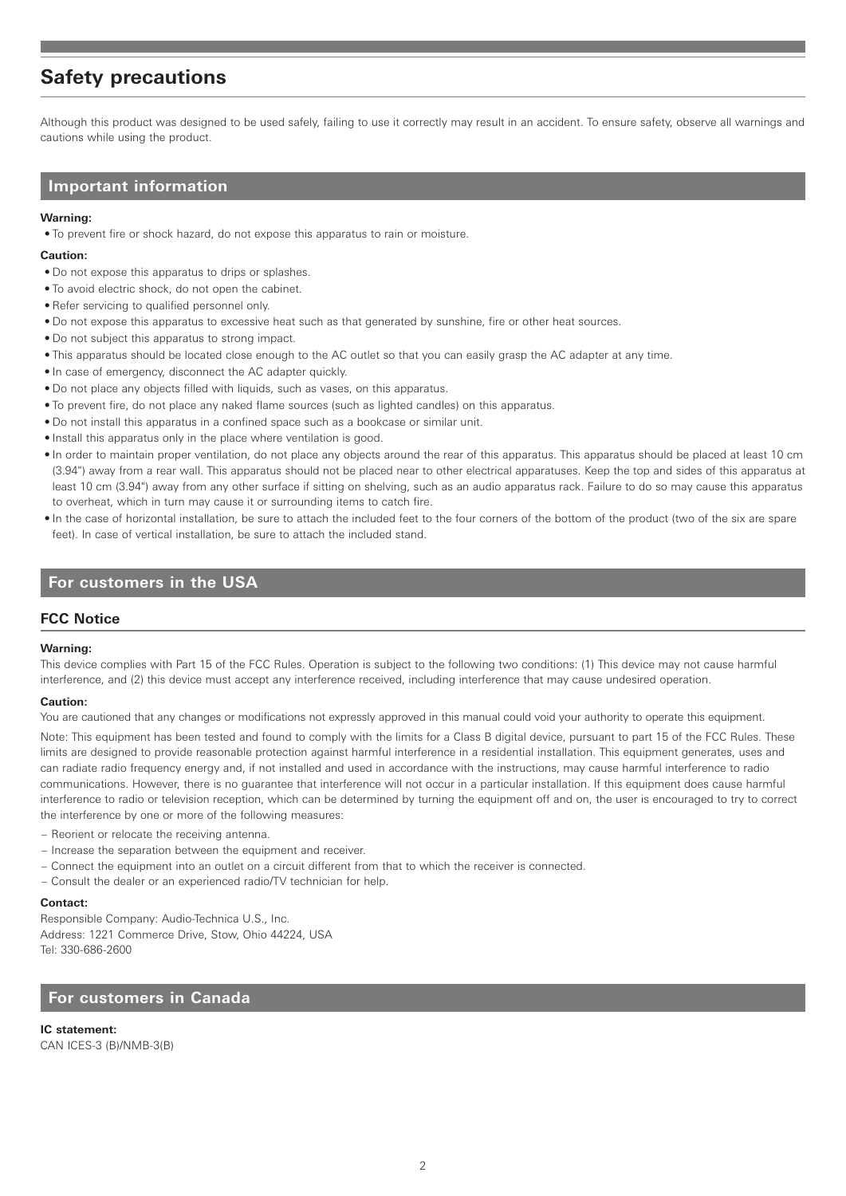# Safety precautions

Although this product was designed to be used safely, failing to use it correctly may result in an accident. To ensure safety, observe all warnings and cautions while using the product.

## Important information

**Warning:**

- To prevent fire or shock hazard, do not expose this apparatus to rain or moisture.

**Caution:**

- Do not expose this apparatus to drips or splashes.
- To avoid electric shock, do not open the cabinet.
- Refer servicing to qualified personnel only.
- Do not expose this apparatus to excessive heat such as that generated by sunshine, fire or other heat sources.
- Do not subject this apparatus to strong impact.
- This apparatus should be located close enough to the AC outlet so that you can easily grasp the AC adapter at any time.
- In case of emergency, disconnect the AC adapter quickly.
- Do not place any objects filled with liquids, such as vases, on this apparatus.
- To prevent fire, do not place any naked flame sources (such as lighted candles) on this apparatus.
- Do not install this apparatus in a confined space such as a bookcase or similar unit.
- Install this apparatus only in the place where ventilation is good.
- In order to maintain proper ventilation, do not place any objects around the rear of this apparatus. This apparatus should be placed at least 10 cm (3.94") away from a rear wall. This apparatus should not be placed near to other electrical apparatuses. Keep the top and sides of this apparatus at least 10 cm (3.94") away from any other surface if sitting on shelving, such as an audio apparatus rack. Failure to do so may cause this apparatus to overheat, which in turn may cause it or surrounding items to catch fire.
- In the case of horizontal installation, be sure to attach the included feet to the four corners of the bottom of the product (two of the six are spare feet). In case of vertical installation, be sure to attach the included stand.

## For customers in the USA

### FCC Notice

**Warning:**

This device complies with Part 15 of the FCC Rules. Operation is subject to the following two conditions: (1) This device may not cause harmful interference, and (2) this device must accept any interference received, including interference that may cause undesired operation.

**Caution:**

You are cautioned that any changes or modifications not expressly approved in this manual could void your authority to operate this equipment.

Note: This equipment has been tested and found to comply with the limits for a Class B digital device, pursuant to part 15 of the FCC Rules. These limits are designed to provide reasonable protection against harmful interference in a residential installation. This equipment generates, uses and can radiate radio frequency energy and, if not installed and used in accordance with the instructions, may cause harmful interference to radio communications. However, there is no guarantee that interference will not occur in a particular installation. If this equipment does cause harmful interference to radio or television reception, which can be determined by turning the equipment off and on, the user is encouraged to try to correct the interference by one or more of the following measures:

- Reorient or relocate the receiving antenna.
- Increase the separation between the equipment and receiver.
- Connect the equipment into an outlet on a circuit different from that to which the receiver is connected.
- Consult the dealer or an experienced radio/TV technician for help.

**Contact:**

Responsible Company: Audio-Technica U.S., Inc.
Address: 1221 Commerce Drive, Stow, Ohio 44224, USA
Tel: 330-686-2600

## For customers in Canada

**IC statement:**
CAN ICES-3 (B)/NMB-3(B)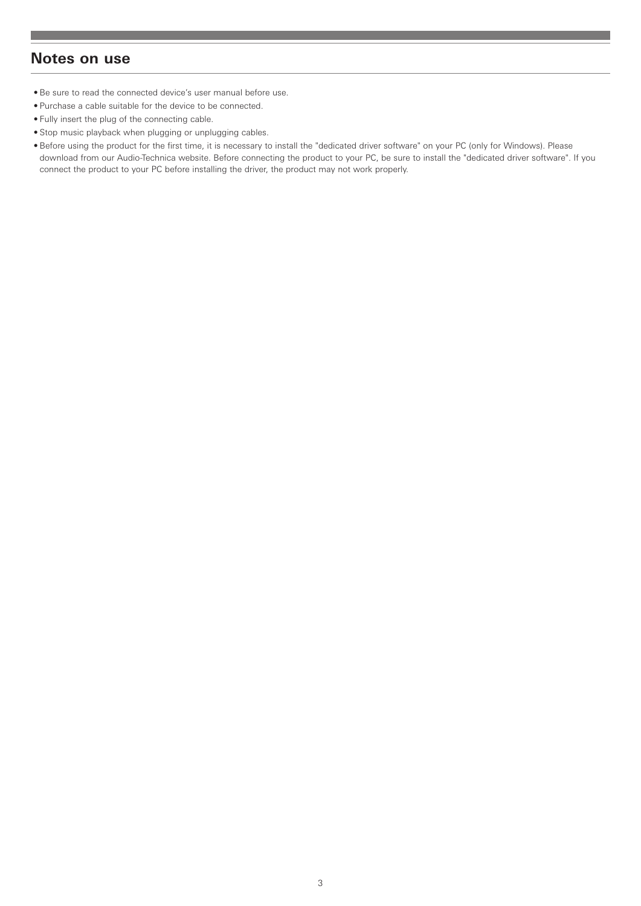## Notes on use

- Be sure to read the connected device's user manual before use.
- Purchase a cable suitable for the device to be connected.
- Fully insert the plug of the connecting cable.
- Stop music playback when plugging or unplugging cables.
- Before using the product for the first time, it is necessary to install the "dedicated driver software" on your PC (only for Windows). Please download from our Audio-Technica website. Before connecting the product to your PC, be sure to install the "dedicated driver software". If you connect the product to your PC before installing the driver, the product may not work properly.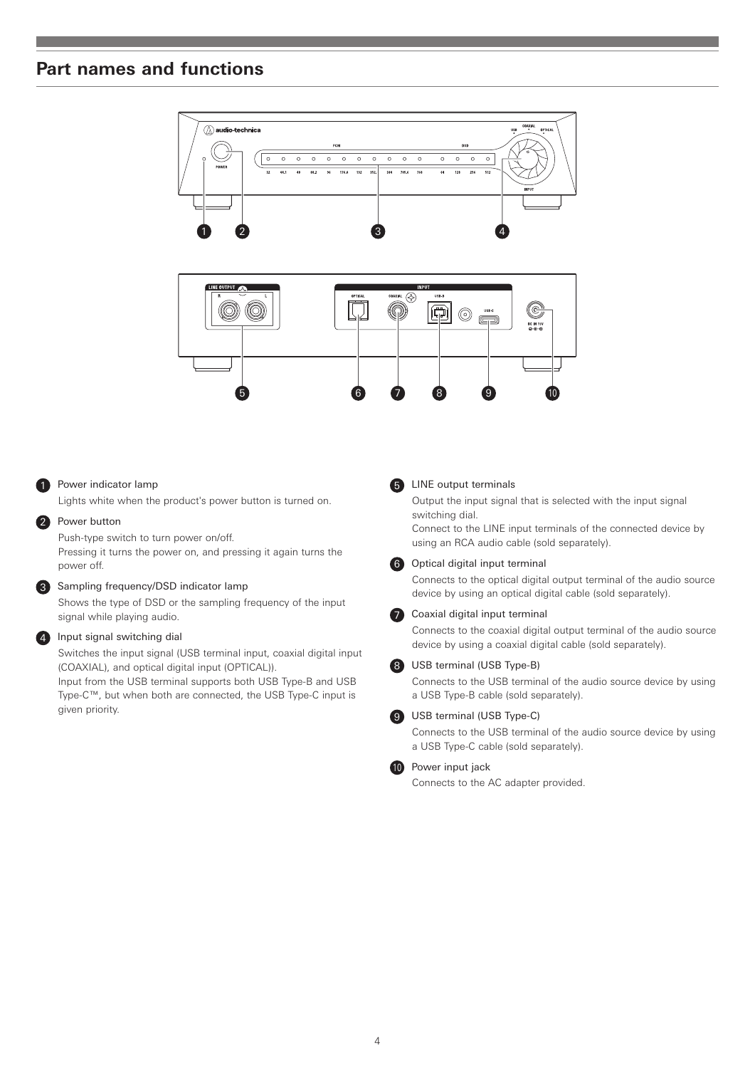## Part names and functions

1. Power indicator lamp

   Lights white when the product's power button is turned on.

2. Power button

   Push-type switch to turn power on/off.
   Pressing it turns the power on, and pressing it again turns the power off.

3. Sampling frequency/DSD indicator lamp

   Shows the type of DSD or the sampling frequency of the input signal while playing audio.

4. Input signal switching dial

   Switches the input signal (USB terminal input, coaxial digital input (COAXIAL), and optical digital input (OPTICAL)).
   Input from the USB terminal supports both USB Type-B and USB Type-C™, but when both are connected, the USB Type-C input is given priority.

5. LINE output terminals

   Output the input signal that is selected with the input signal switching dial.
   Connect to the LINE input terminals of the connected device by using an RCA audio cable (sold separately).

6. Optical digital input terminal

   Connects to the optical digital output terminal of the audio source device by using an optical digital cable (sold separately).

7. Coaxial digital input terminal

   Connects to the coaxial digital output terminal of the audio source device by using a coaxial digital cable (sold separately).

8. USB terminal (USB Type-B)

   Connects to the USB terminal of the audio source device by using a USB Type-B cable (sold separately).

9. USB terminal (USB Type-C)

   Connects to the USB terminal of the audio source device by using a USB Type-C cable (sold separately).

10. Power input jack

    Connects to the AC adapter provided.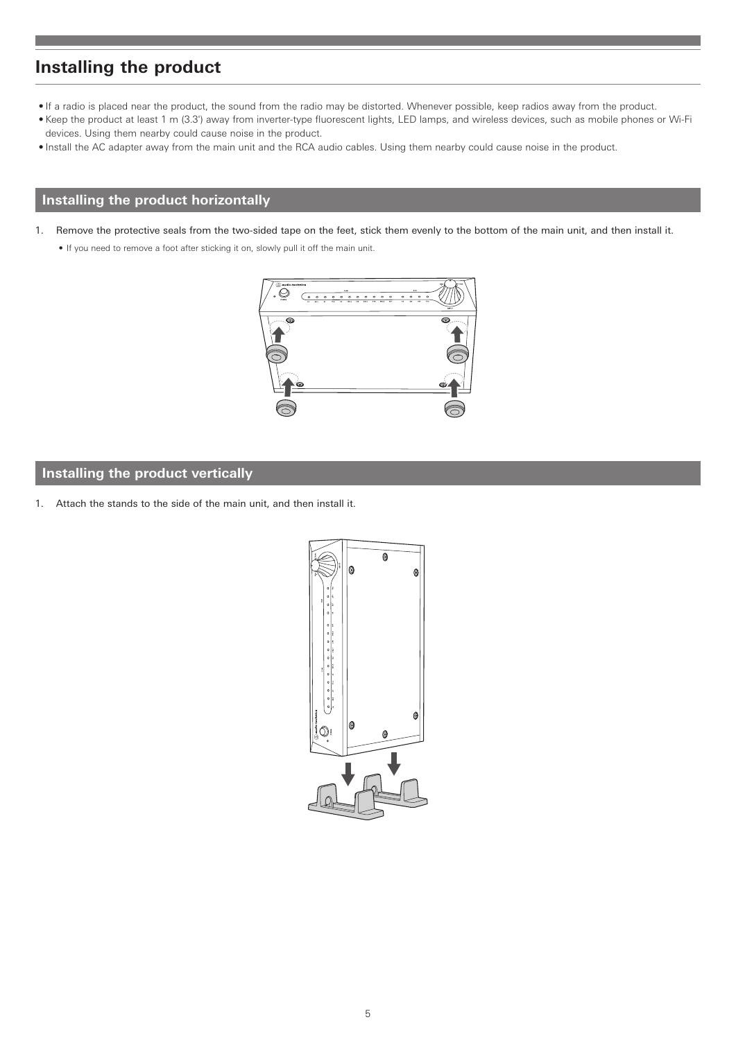# Installing the product

- If a radio is placed near the product, the sound from the radio may be distorted. Whenever possible, keep radios away from the product.
- Keep the product at least 1 m (3.3') away from inverter-type fluorescent lights, LED lamps, and wireless devices, such as mobile phones or Wi-Fi devices. Using them nearby could cause noise in the product.
- Install the AC adapter away from the main unit and the RCA audio cables. Using them nearby could cause noise in the product.

## Installing the product horizontally

1. Remove the protective seals from the two-sided tape on the feet, stick them evenly to the bottom of the main unit, and then install it.
   - If you need to remove a foot after sticking it on, slowly pull it off the main unit.

## Installing the product vertically

1. Attach the stands to the side of the main unit, and then install it.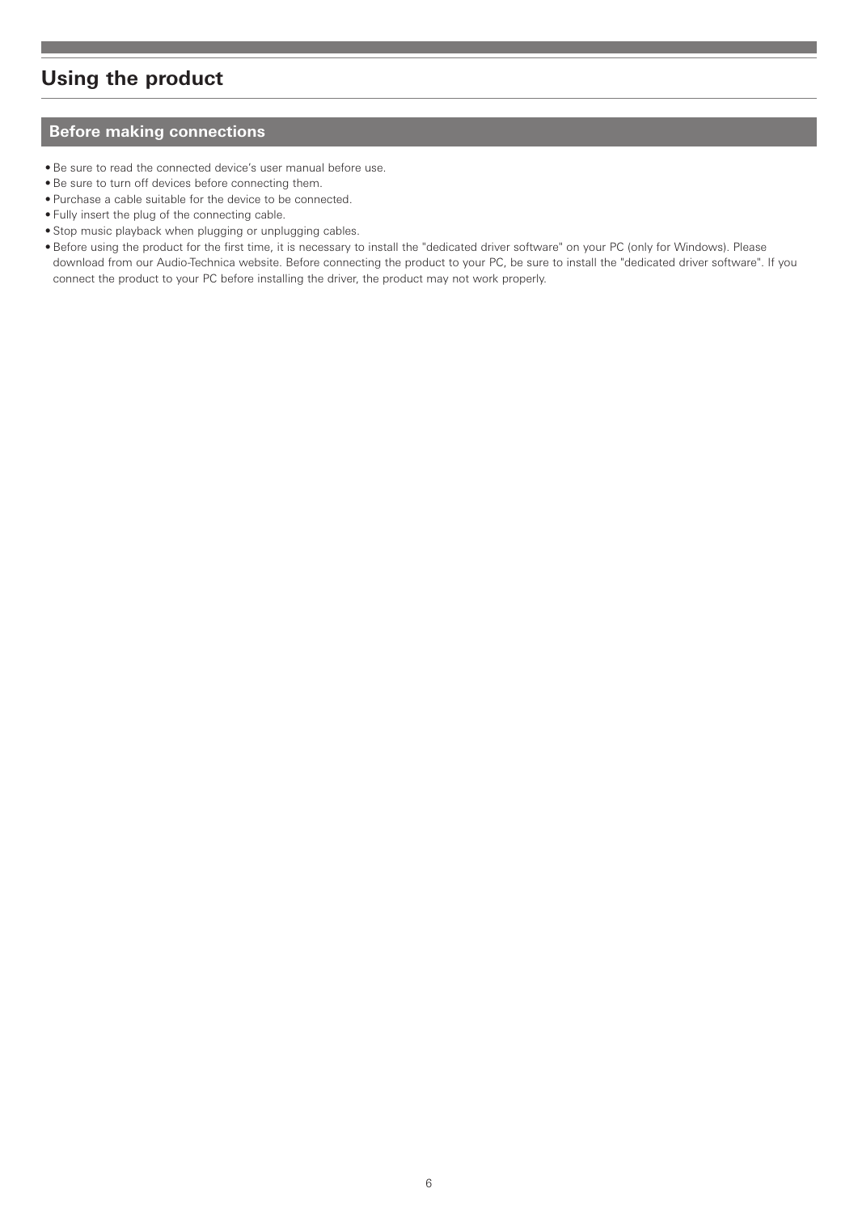# Using the product

## Before making connections

- Be sure to read the connected device's user manual before use.
- Be sure to turn off devices before connecting them.
- Purchase a cable suitable for the device to be connected.
- Fully insert the plug of the connecting cable.
- Stop music playback when plugging or unplugging cables.
- Before using the product for the first time, it is necessary to install the "dedicated driver software" on your PC (only for Windows). Please download from our Audio-Technica website. Before connecting the product to your PC, be sure to install the "dedicated driver software". If you connect the product to your PC before installing the driver, the product may not work properly.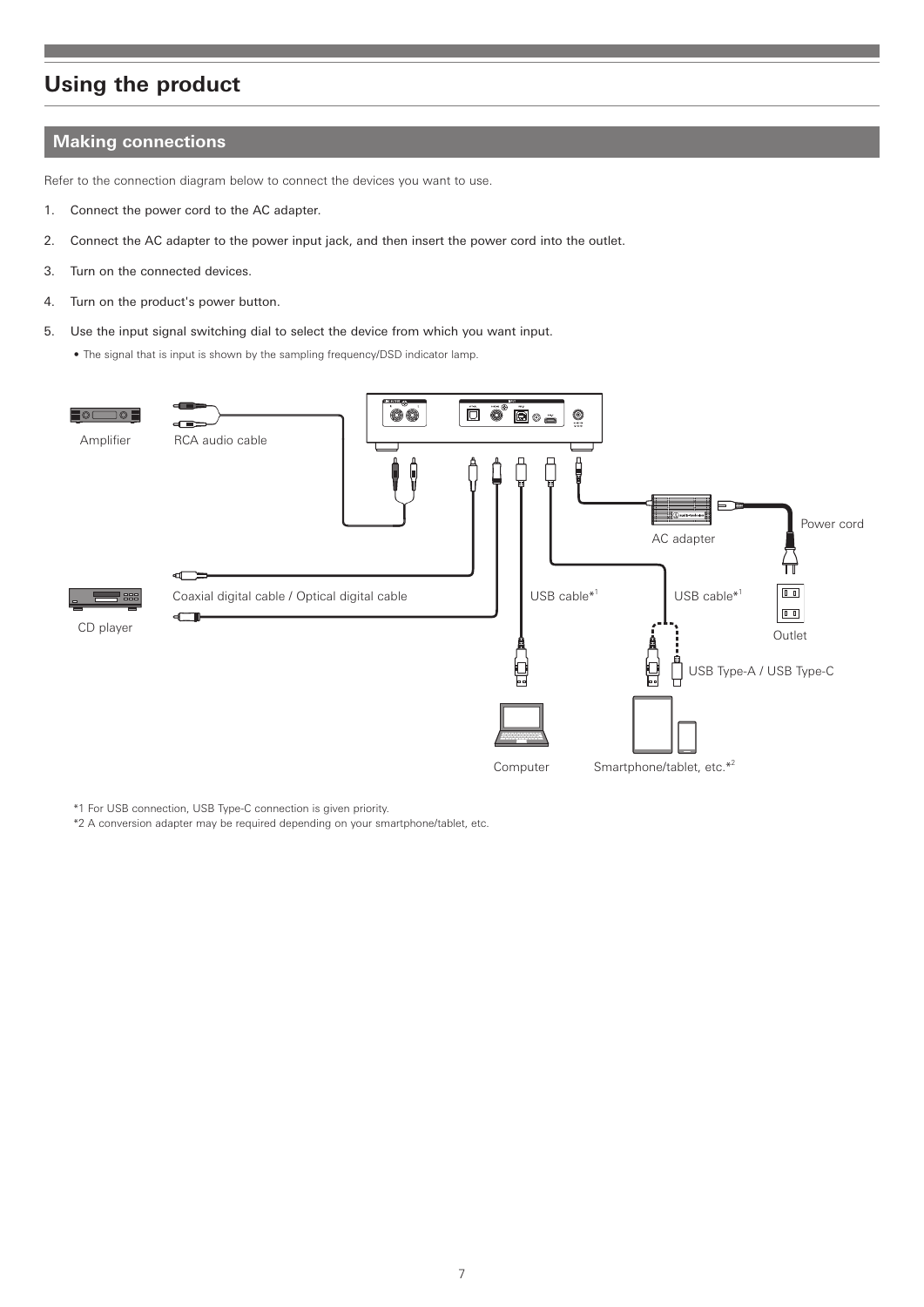# Using the product

## Making connections

Refer to the connection diagram below to connect the devices you want to use.

1. Connect the power cord to the AC adapter.
2. Connect the AC adapter to the power input jack, and then insert the power cord into the outlet.
3. Turn on the connected devices.
4. Turn on the product's power button.
5. Use the input signal switching dial to select the device from which you want input.
   - The signal that is input is shown by the sampling frequency/DSD indicator lamp.

Amplifier

RCA audio cable

AC adapter

Power cord

Coaxial digital cable / Optical digital cable

CD player

USB cable*1

USB cable*1

Outlet

USB Type-A / USB Type-C

Computer

Smartphone/tablet, etc.*2

*1 For USB connection, USB Type-C connection is given priority.

*2 A conversion adapter may be required depending on your smartphone/tablet, etc.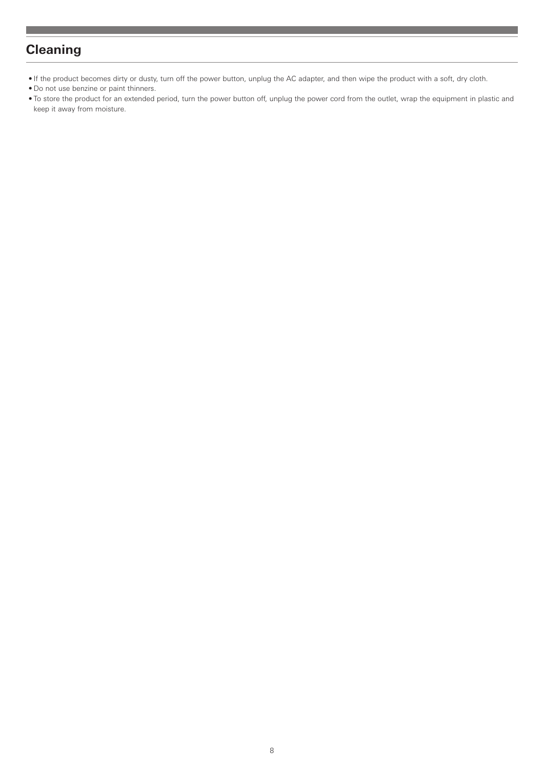## Cleaning

- If the product becomes dirty or dusty, turn off the power button, unplug the AC adapter, and then wipe the product with a soft, dry cloth.
- Do not use benzine or paint thinners.
- To store the product for an extended period, turn the power button off, unplug the power cord from the outlet, wrap the equipment in plastic and keep it away from moisture.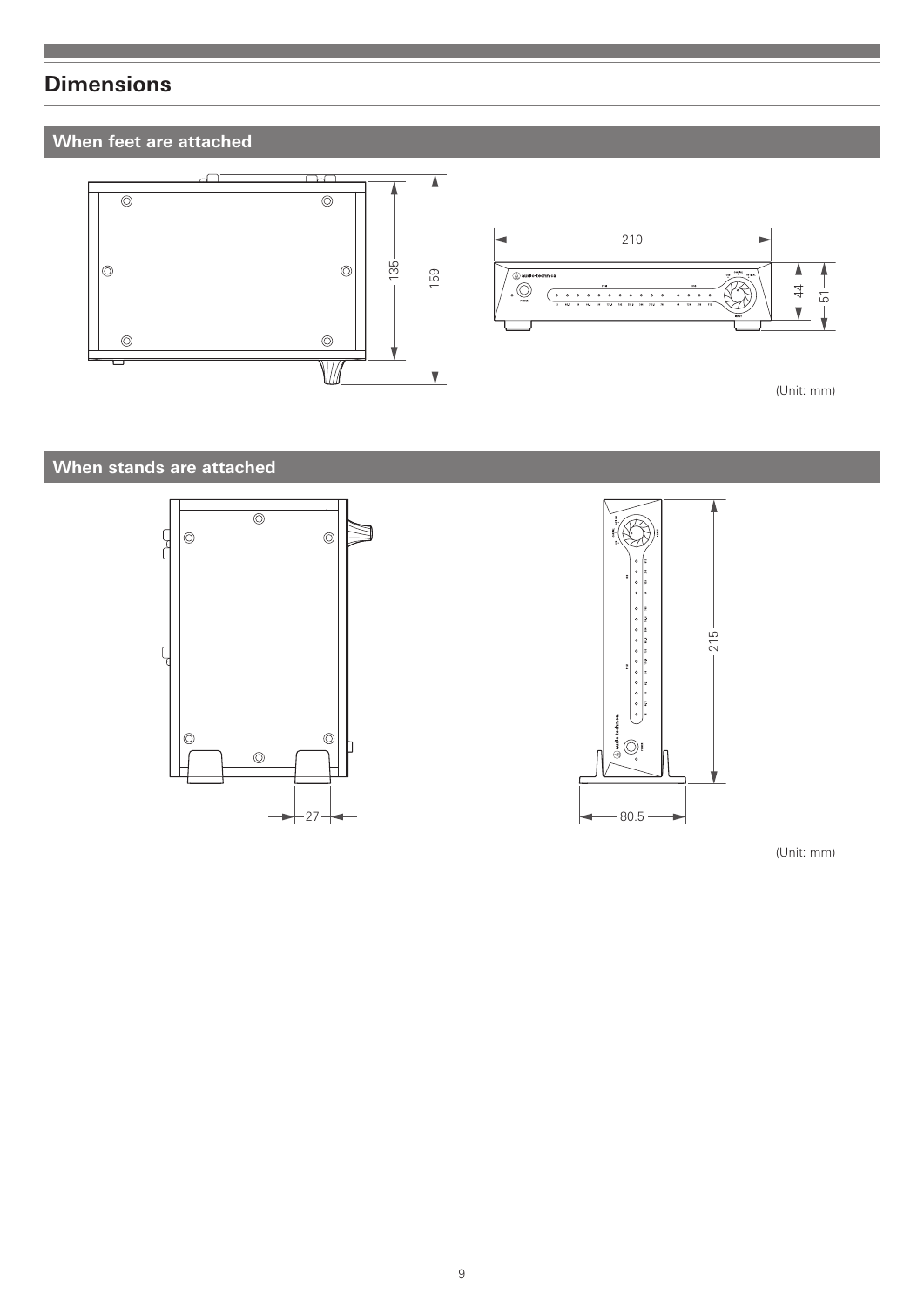# Dimensions

## When feet are attached

135

159

210

44

51

(Unit: mm)

## When stands are attached

27

215

80.5

(Unit: mm)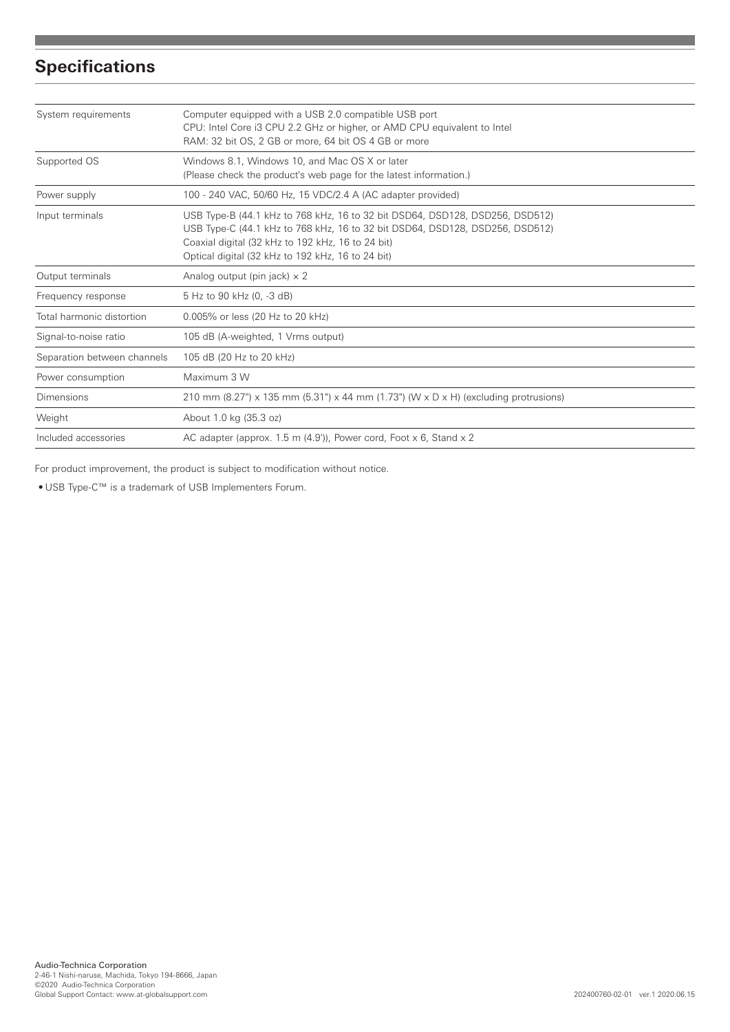## Specifications

| | |
|---|---|
| System requirements | Computer equipped with a USB 2.0 compatible USB port<br>CPU: Intel Core i3 CPU 2.2 GHz or higher, or AMD CPU equivalent to Intel<br>RAM: 32 bit OS, 2 GB or more, 64 bit OS 4 GB or more |
| Supported OS | Windows 8.1, Windows 10, and Mac OS X or later<br>(Please check the product's web page for the latest information.) |
| Power supply | 100 - 240 VAC, 50/60 Hz, 15 VDC/2.4 A (AC adapter provided) |
| Input terminals | USB Type-B (44.1 kHz to 768 kHz, 16 to 32 bit DSD64, DSD128, DSD256, DSD512)<br>USB Type-C (44.1 kHz to 768 kHz, 16 to 32 bit DSD64, DSD128, DSD256, DSD512)<br>Coaxial digital (32 kHz to 192 kHz, 16 to 24 bit)<br>Optical digital (32 kHz to 192 kHz, 16 to 24 bit) |
| Output terminals | Analog output (pin jack) × 2 |
| Frequency response | 5 Hz to 90 kHz (0, -3 dB) |
| Total harmonic distortion | 0.005% or less (20 Hz to 20 kHz) |
| Signal-to-noise ratio | 105 dB (A-weighted, 1 Vrms output) |
| Separation between channels | 105 dB (20 Hz to 20 kHz) |
| Power consumption | Maximum 3 W |
| Dimensions | 210 mm (8.27") x 135 mm (5.31") x 44 mm (1.73") (W x D x H) (excluding protrusions) |
| Weight | About 1.0 kg (35.3 oz) |
| Included accessories | AC adapter (approx. 1.5 m (4.9')), Power cord, Foot x 6, Stand x 2 |

For product improvement, the product is subject to modification without notice.

• USB Type-C™ is a trademark of USB Implementers Forum.

Audio-Technica Corporation
2-46-1 Nishi-naruse, Machida, Tokyo 194-8666, Japan
©2020 Audio-Technica Corporation
Global Support Contact: www.at-globalsupport.com

202400760-02-01 ver.1 2020.06.15